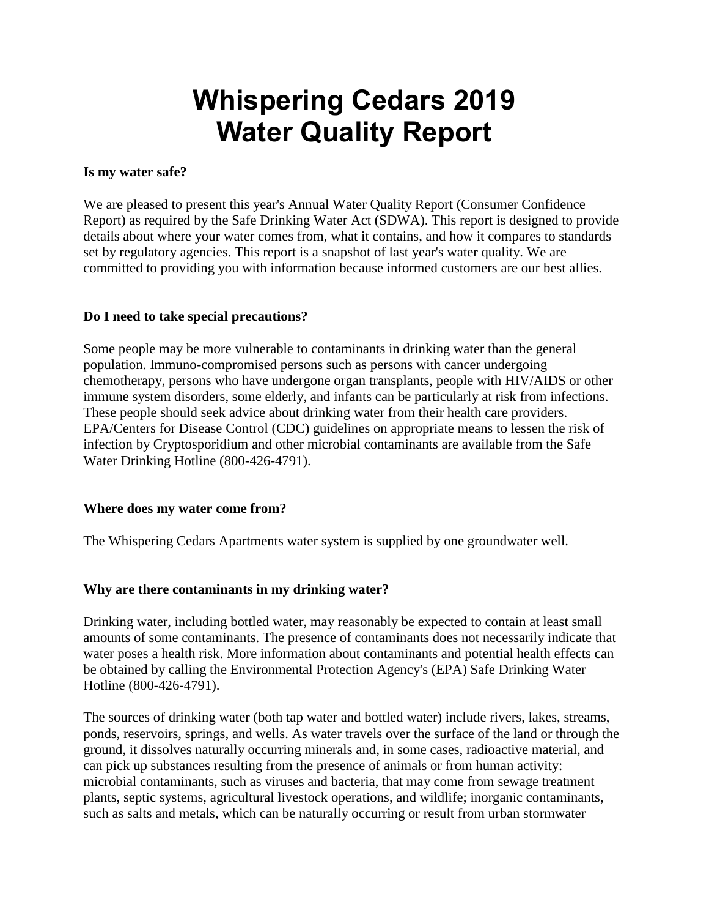# Whispering Cedars 2019
# Water Quality Report

**Is my water safe?**

We are pleased to present this year's Annual Water Quality Report (Consumer Confidence Report) as required by the Safe Drinking Water Act (SDWA). This report is designed to provide details about where your water comes from, what it contains, and how it compares to standards set by regulatory agencies. This report is a snapshot of last year's water quality. We are committed to providing you with information because informed customers are our best allies.

**Do I need to take special precautions?**

Some people may be more vulnerable to contaminants in drinking water than the general population. Immuno-compromised persons such as persons with cancer undergoing chemotherapy, persons who have undergone organ transplants, people with HIV/AIDS or other immune system disorders, some elderly, and infants can be particularly at risk from infections. These people should seek advice about drinking water from their health care providers. EPA/Centers for Disease Control (CDC) guidelines on appropriate means to lessen the risk of infection by Cryptosporidium and other microbial contaminants are available from the Safe Water Drinking Hotline (800-426-4791).

**Where does my water come from?**

The Whispering Cedars Apartments water system is supplied by one groundwater well.

**Why are there contaminants in my drinking water?**

Drinking water, including bottled water, may reasonably be expected to contain at least small amounts of some contaminants. The presence of contaminants does not necessarily indicate that water poses a health risk. More information about contaminants and potential health effects can be obtained by calling the Environmental Protection Agency's (EPA) Safe Drinking Water Hotline (800-426-4791).

The sources of drinking water (both tap water and bottled water) include rivers, lakes, streams, ponds, reservoirs, springs, and wells. As water travels over the surface of the land or through the ground, it dissolves naturally occurring minerals and, in some cases, radioactive material, and can pick up substances resulting from the presence of animals or from human activity: microbial contaminants, such as viruses and bacteria, that may come from sewage treatment plants, septic systems, agricultural livestock operations, and wildlife; inorganic contaminants, such as salts and metals, which can be naturally occurring or result from urban stormwater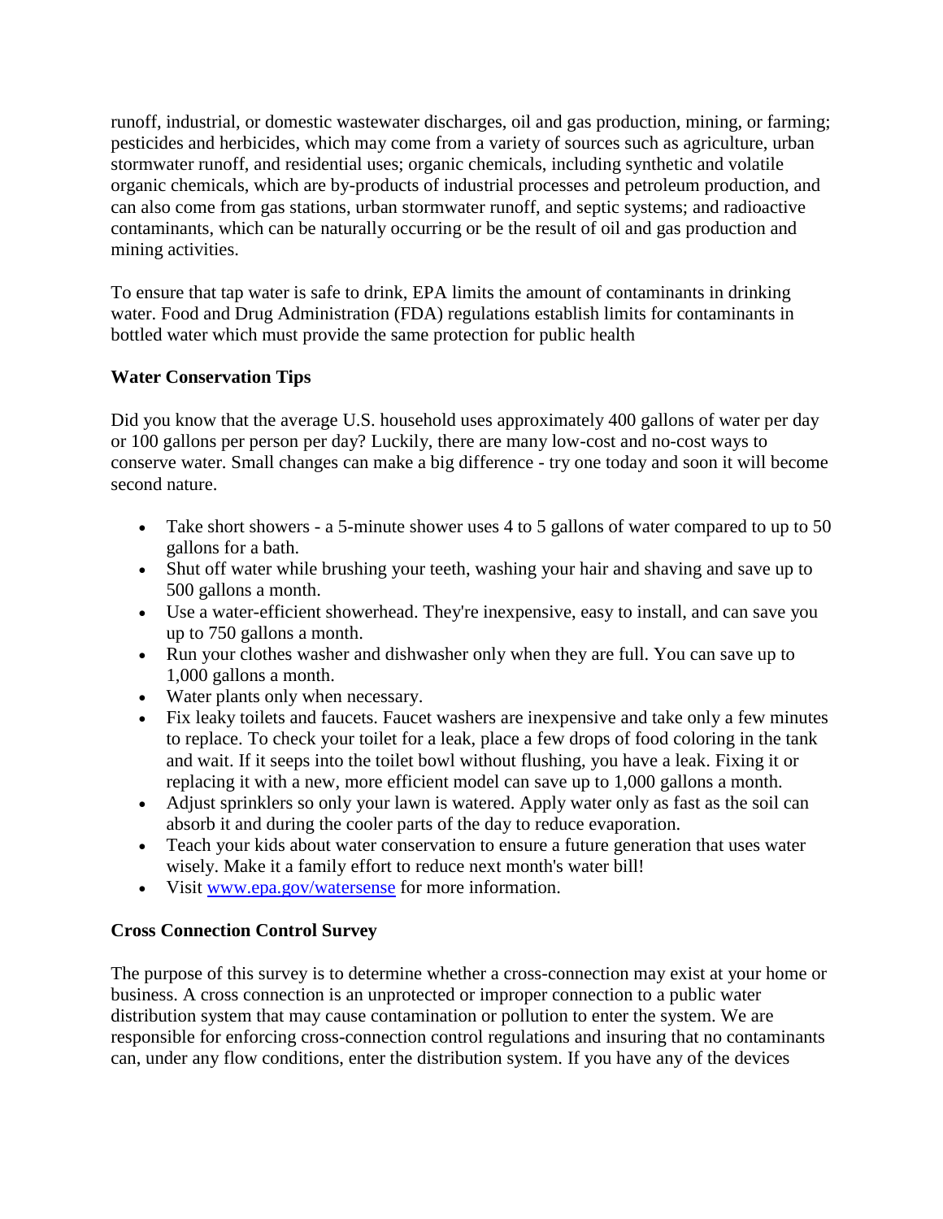runoff, industrial, or domestic wastewater discharges, oil and gas production, mining, or farming; pesticides and herbicides, which may come from a variety of sources such as agriculture, urban stormwater runoff, and residential uses; organic chemicals, including synthetic and volatile organic chemicals, which are by-products of industrial processes and petroleum production, and can also come from gas stations, urban stormwater runoff, and septic systems; and radioactive contaminants, which can be naturally occurring or be the result of oil and gas production and mining activities.

To ensure that tap water is safe to drink, EPA limits the amount of contaminants in drinking water. Food and Drug Administration (FDA) regulations establish limits for contaminants in bottled water which must provide the same protection for public health

**Water Conservation Tips**

Did you know that the average U.S. household uses approximately 400 gallons of water per day or 100 gallons per person per day? Luckily, there are many low-cost and no-cost ways to conserve water. Small changes can make a big difference - try one today and soon it will become second nature.

- Take short showers - a 5-minute shower uses 4 to 5 gallons of water compared to up to 50 gallons for a bath.
- Shut off water while brushing your teeth, washing your hair and shaving and save up to 500 gallons a month.
- Use a water-efficient showerhead. They're inexpensive, easy to install, and can save you up to 750 gallons a month.
- Run your clothes washer and dishwasher only when they are full. You can save up to 1,000 gallons a month.
- Water plants only when necessary.
- Fix leaky toilets and faucets. Faucet washers are inexpensive and take only a few minutes to replace. To check your toilet for a leak, place a few drops of food coloring in the tank and wait. If it seeps into the toilet bowl without flushing, you have a leak. Fixing it or replacing it with a new, more efficient model can save up to 1,000 gallons a month.
- Adjust sprinklers so only your lawn is watered. Apply water only as fast as the soil can absorb it and during the cooler parts of the day to reduce evaporation.
- Teach your kids about water conservation to ensure a future generation that uses water wisely. Make it a family effort to reduce next month's water bill!
- Visit [www.epa.gov/watersense](http://www.epa.gov/watersense) for more information.

**Cross Connection Control Survey**

The purpose of this survey is to determine whether a cross-connection may exist at your home or business. A cross connection is an unprotected or improper connection to a public water distribution system that may cause contamination or pollution to enter the system. We are responsible for enforcing cross-connection control regulations and insuring that no contaminants can, under any flow conditions, enter the distribution system. If you have any of the devices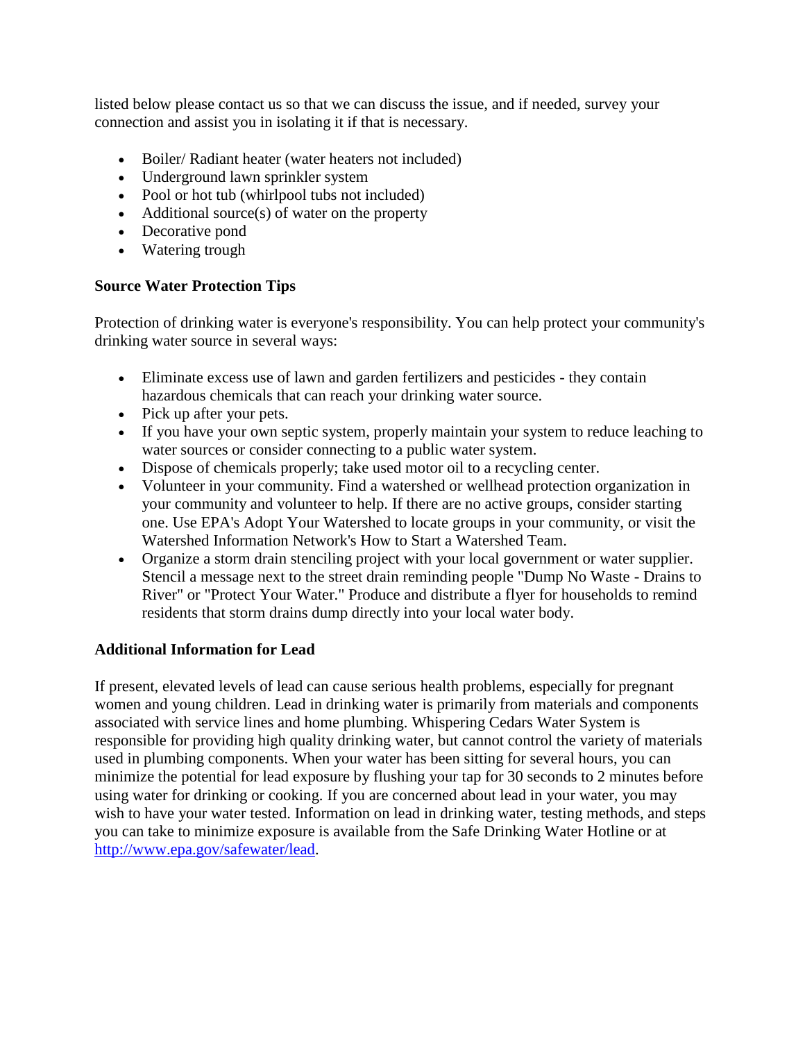listed below please contact us so that we can discuss the issue, and if needed, survey your connection and assist you in isolating it if that is necessary.

- Boiler/ Radiant heater (water heaters not included)
- Underground lawn sprinkler system
- Pool or hot tub (whirlpool tubs not included)
- Additional source(s) of water on the property
- Decorative pond
- Watering trough

**Source Water Protection Tips**

Protection of drinking water is everyone's responsibility. You can help protect your community's drinking water source in several ways:

- Eliminate excess use of lawn and garden fertilizers and pesticides - they contain hazardous chemicals that can reach your drinking water source.
- Pick up after your pets.
- If you have your own septic system, properly maintain your system to reduce leaching to water sources or consider connecting to a public water system.
- Dispose of chemicals properly; take used motor oil to a recycling center.
- Volunteer in your community. Find a watershed or wellhead protection organization in your community and volunteer to help. If there are no active groups, consider starting one. Use EPA's Adopt Your Watershed to locate groups in your community, or visit the Watershed Information Network's How to Start a Watershed Team.
- Organize a storm drain stenciling project with your local government or water supplier. Stencil a message next to the street drain reminding people "Dump No Waste - Drains to River" or "Protect Your Water." Produce and distribute a flyer for households to remind residents that storm drains dump directly into your local water body.

**Additional Information for Lead**

If present, elevated levels of lead can cause serious health problems, especially for pregnant women and young children. Lead in drinking water is primarily from materials and components associated with service lines and home plumbing. Whispering Cedars Water System is responsible for providing high quality drinking water, but cannot control the variety of materials used in plumbing components. When your water has been sitting for several hours, you can minimize the potential for lead exposure by flushing your tap for 30 seconds to 2 minutes before using water for drinking or cooking. If you are concerned about lead in your water, you may wish to have your water tested. Information on lead in drinking water, testing methods, and steps you can take to minimize exposure is available from the Safe Drinking Water Hotline or at [http://www.epa.gov/safewater/lead](http://www.epa.gov/safewater/lead).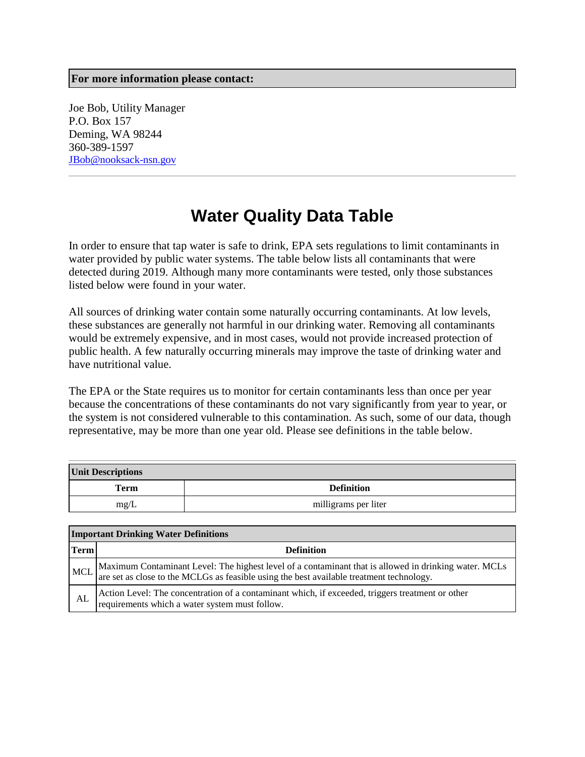**For more information please contact:**

Joe Bob, Utility Manager
P.O. Box 157
Deming, WA 98244
360-389-1597
JBob@nooksack-nsn.gov

---

# Water Quality Data Table

In order to ensure that tap water is safe to drink, EPA sets regulations to limit contaminants in water provided by public water systems. The table below lists all contaminants that were detected during 2019. Although many more contaminants were tested, only those substances listed below were found in your water.

All sources of drinking water contain some naturally occurring contaminants. At low levels, these substances are generally not harmful in our drinking water. Removing all contaminants would be extremely expensive, and in most cases, would not provide increased protection of public health. A few naturally occurring minerals may improve the taste of drinking water and have nutritional value.

The EPA or the State requires us to monitor for certain contaminants less than once per year because the concentrations of these contaminants do not vary significantly from year to year, or the system is not considered vulnerable to this contamination. As such, some of our data, though representative, may be more than one year old. Please see definitions in the table below.

| Unit Descriptions | |
|---|---|
| **Term** | **Definition** |
| mg/L | milligrams per liter |

| Important Drinking Water Definitions | |
|---|---|
| **Term** | **Definition** |
| MCL | Maximum Contaminant Level: The highest level of a contaminant that is allowed in drinking water. MCLs are set as close to the MCLGs as feasible using the best available treatment technology. |
| AL | Action Level: The concentration of a contaminant which, if exceeded, triggers treatment or other requirements which a water system must follow. |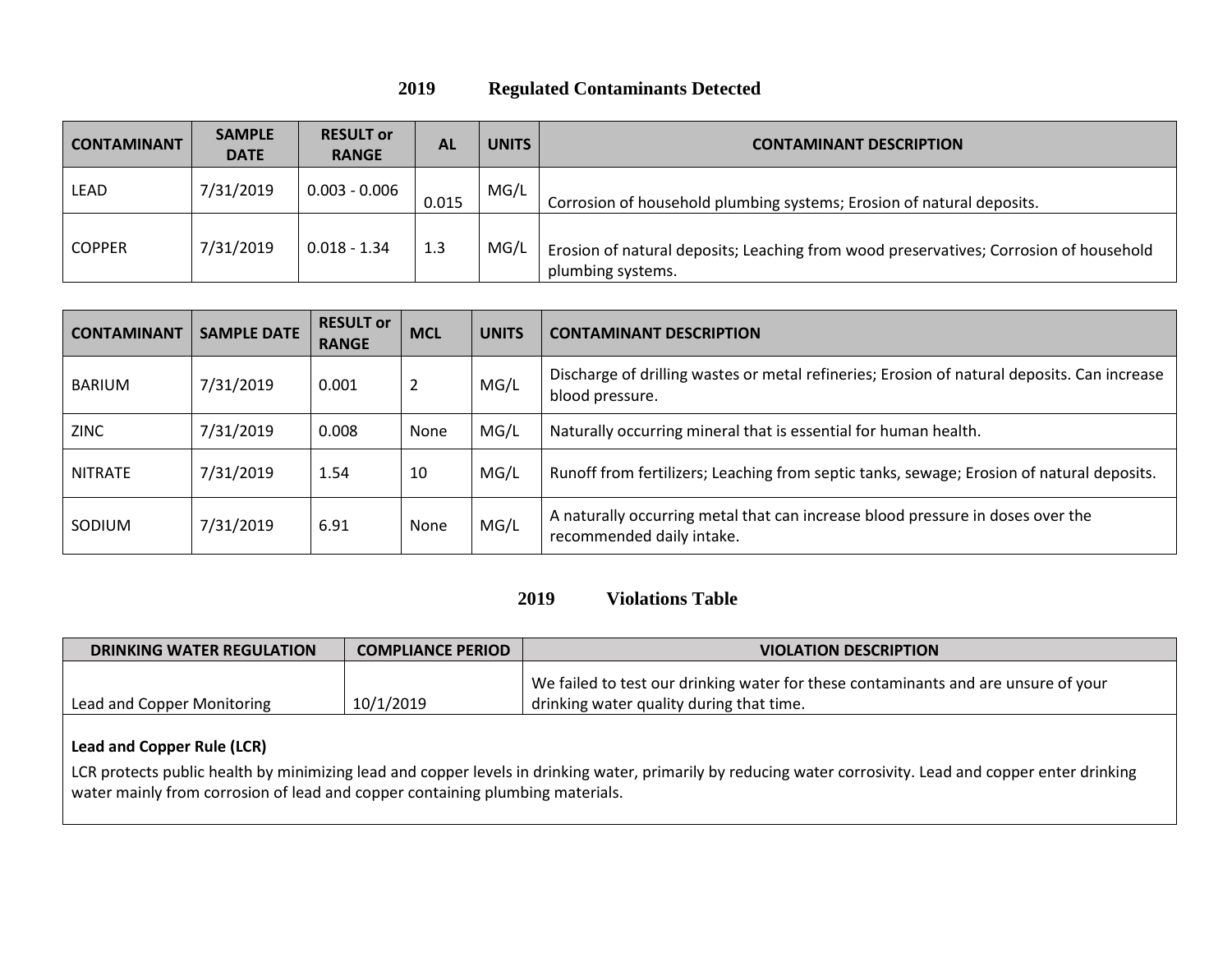## 2019 Regulated Contaminants Detected

| CONTAMINANT | SAMPLE DATE | RESULT or RANGE | AL | UNITS | CONTAMINANT DESCRIPTION |
|---|---|---|---|---|---|
| LEAD | 7/31/2019 | 0.003 - 0.006 | 0.015 | MG/L | Corrosion of household plumbing systems; Erosion of natural deposits. |
| COPPER | 7/31/2019 | 0.018 - 1.34 | 1.3 | MG/L | Erosion of natural deposits; Leaching from wood preservatives; Corrosion of household plumbing systems. |

| CONTAMINANT | SAMPLE DATE | RESULT or RANGE | MCL | UNITS | CONTAMINANT DESCRIPTION |
|---|---|---|---|---|---|
| BARIUM | 7/31/2019 | 0.001 | 2 | MG/L | Discharge of drilling wastes or metal refineries; Erosion of natural deposits. Can increase blood pressure. |
| ZINC | 7/31/2019 | 0.008 | None | MG/L | Naturally occurring mineral that is essential for human health. |
| NITRATE | 7/31/2019 | 1.54 | 10 | MG/L | Runoff from fertilizers; Leaching from septic tanks, sewage; Erosion of natural deposits. |
| SODIUM | 7/31/2019 | 6.91 | None | MG/L | A naturally occurring metal that can increase blood pressure in doses over the recommended daily intake. |

## 2019 Violations Table

| DRINKING WATER REGULATION | COMPLIANCE PERIOD | VIOLATION DESCRIPTION |
|---|---|---|
| Lead and Copper Monitoring | 10/1/2019 | We failed to test our drinking water for these contaminants and are unsure of your drinking water quality during that time. |

**Lead and Copper Rule (LCR)**

LCR protects public health by minimizing lead and copper levels in drinking water, primarily by reducing water corrosivity. Lead and copper enter drinking water mainly from corrosion of lead and copper containing plumbing materials.